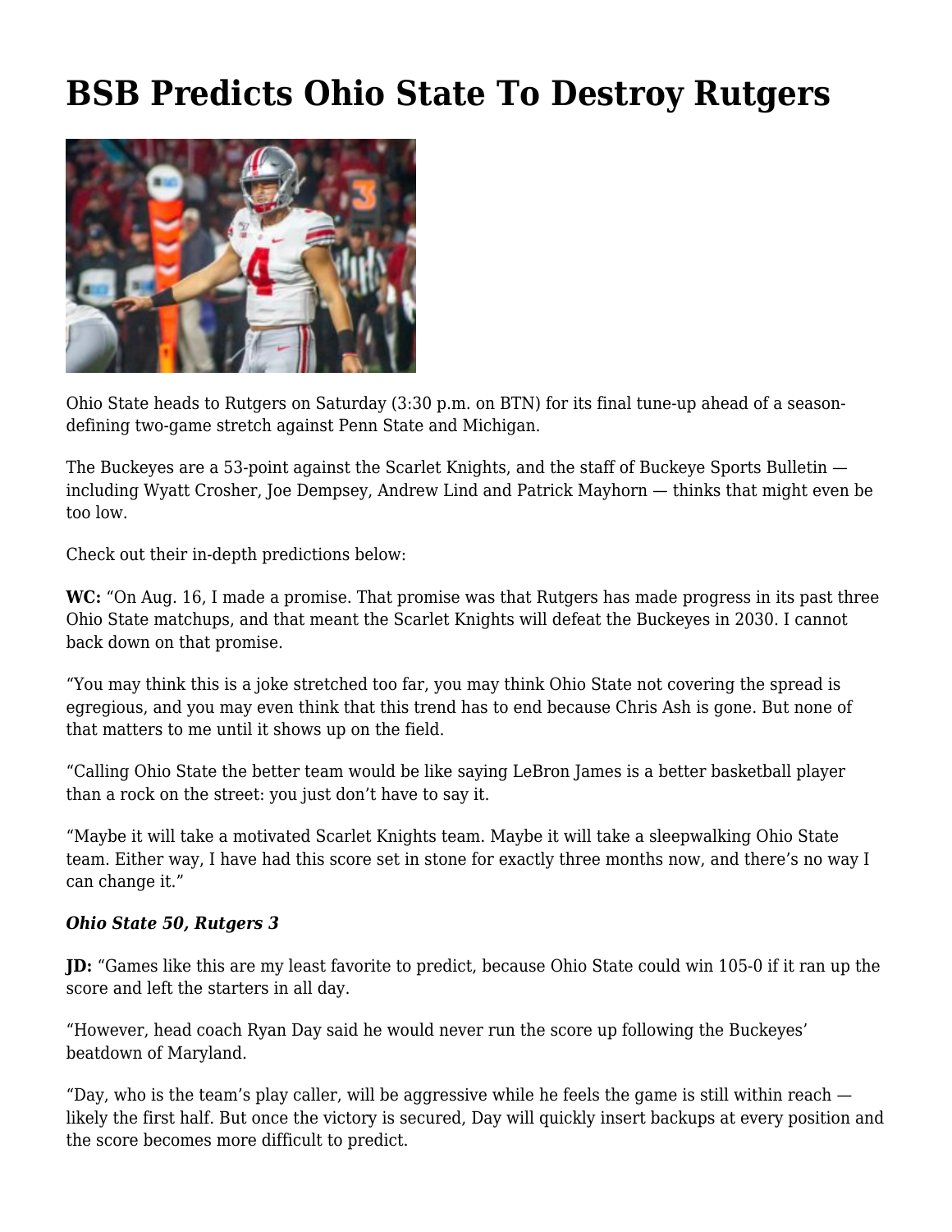# BSB Predicts Ohio State To Destroy Rutgers

Ohio State heads to Rutgers on Saturday (3:30 p.m. on BTN) for its final tune-up ahead of a season-defining two-game stretch against Penn State and Michigan.

The Buckeyes are a 53-point against the Scarlet Knights, and the staff of Buckeye Sports Bulletin — including Wyatt Crosher, Joe Dempsey, Andrew Lind and Patrick Mayhorn — thinks that might even be too low.

Check out their in-depth predictions below:

**WC:** "On Aug. 16, I made a promise. That promise was that Rutgers has made progress in its past three Ohio State matchups, and that meant the Scarlet Knights will defeat the Buckeyes in 2030. I cannot back down on that promise.

"You may think this is a joke stretched too far, you may think Ohio State not covering the spread is egregious, and you may even think that this trend has to end because Chris Ash is gone. But none of that matters to me until it shows up on the field.

"Calling Ohio State the better team would be like saying LeBron James is a better basketball player than a rock on the street: you just don't have to say it.

"Maybe it will take a motivated Scarlet Knights team. Maybe it will take a sleepwalking Ohio State team. Either way, I have had this score set in stone for exactly three months now, and there's no way I can change it."

***Ohio State 50, Rutgers 3***

**JD:** "Games like this are my least favorite to predict, because Ohio State could win 105-0 if it ran up the score and left the starters in all day.

"However, head coach Ryan Day said he would never run the score up following the Buckeyes' beatdown of Maryland.

"Day, who is the team's play caller, will be aggressive while he feels the game is still within reach — likely the first half. But once the victory is secured, Day will quickly insert backups at every position and the score becomes more difficult to predict.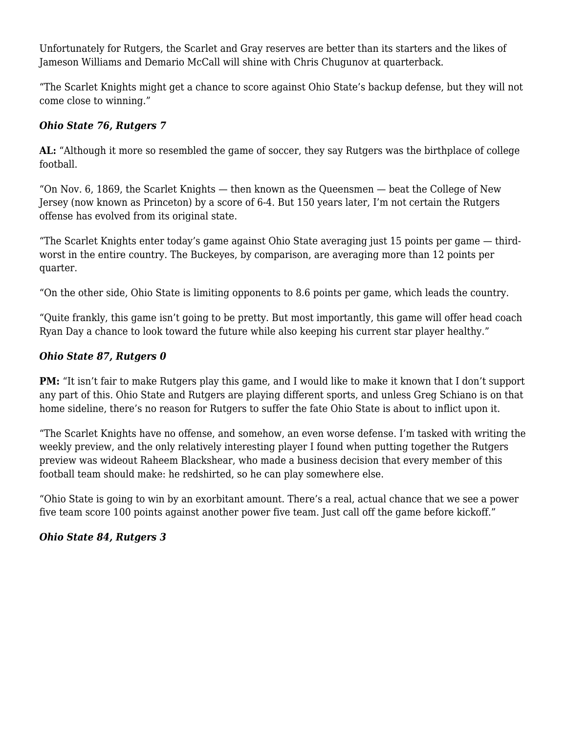Unfortunately for Rutgers, the Scarlet and Gray reserves are better than its starters and the likes of Jameson Williams and Demario McCall will shine with Chris Chugunov at quarterback.

"The Scarlet Knights might get a chance to score against Ohio State's backup defense, but they will not come close to winning."

***Ohio State 76, Rutgers 7***

**AL:** "Although it more so resembled the game of soccer, they say Rutgers was the birthplace of college football.

"On Nov. 6, 1869, the Scarlet Knights — then known as the Queensmen — beat the College of New Jersey (now known as Princeton) by a score of 6-4. But 150 years later, I'm not certain the Rutgers offense has evolved from its original state.

"The Scarlet Knights enter today's game against Ohio State averaging just 15 points per game — third-worst in the entire country. The Buckeyes, by comparison, are averaging more than 12 points per quarter.

"On the other side, Ohio State is limiting opponents to 8.6 points per game, which leads the country.

"Quite frankly, this game isn't going to be pretty. But most importantly, this game will offer head coach Ryan Day a chance to look toward the future while also keeping his current star player healthy."

***Ohio State 87, Rutgers 0***

**PM:** "It isn't fair to make Rutgers play this game, and I would like to make it known that I don't support any part of this. Ohio State and Rutgers are playing different sports, and unless Greg Schiano is on that home sideline, there's no reason for Rutgers to suffer the fate Ohio State is about to inflict upon it.

"The Scarlet Knights have no offense, and somehow, an even worse defense. I'm tasked with writing the weekly preview, and the only relatively interesting player I found when putting together the Rutgers preview was wideout Raheem Blackshear, who made a business decision that every member of this football team should make: he redshirted, so he can play somewhere else.

"Ohio State is going to win by an exorbitant amount. There's a real, actual chance that we see a power five team score 100 points against another power five team. Just call off the game before kickoff."

***Ohio State 84, Rutgers 3***